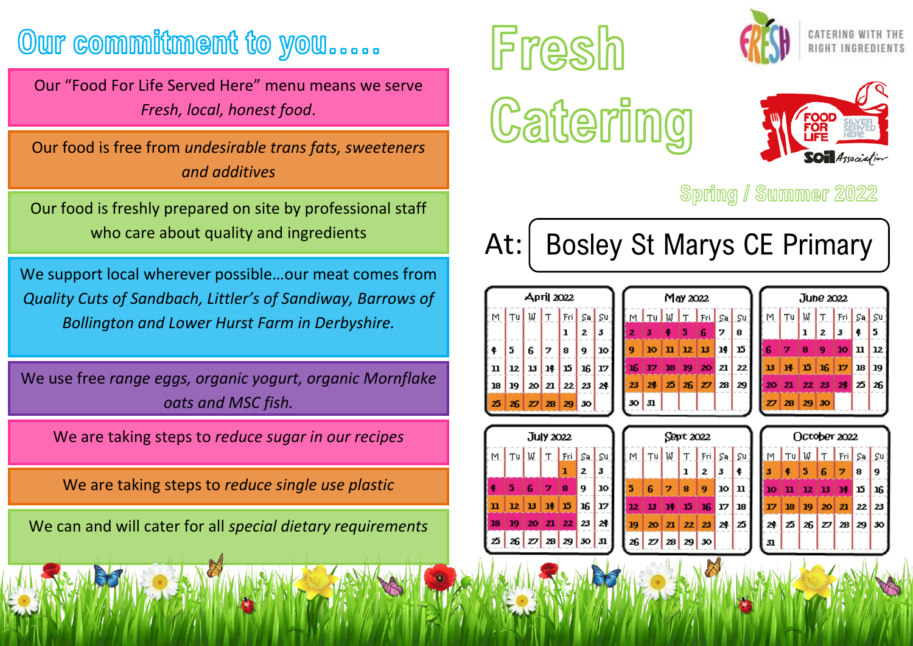# Our commitment to you.....

Our "Food For Life Served Here" menu means we serve *Fresh, local, honest food*.

Our food is free from *undesirable trans fats, sweeteners and additives*

Our food is freshly prepared on site by professional staff who care about quality and ingredients

We support local wherever possible…our meat comes from *Quality Cuts of Sandbach, Littler's of Sandiway, Barrows of Bollington and Lower Hurst Farm in Derbyshire.*

We use free *range eggs, organic yogurt, organic Mornflake oats and MSC fish.*

We are taking steps to *reduce sugar in our recipes*

We are taking steps to *reduce single use plastic*

We can and will cater for all *special dietary requirements*

# Fresh Catering

CATERING WITH THE RIGHT INGREDIENTS

FOOD FOR LIFE SILVER SERVED HERE Soil Association

## Spring / Summer 2022

At: Bosley St Marys CE Primary

**April 2022**

| M | Tu | W | T | Fri | Sa | Su |
|---|---|---|---|---|---|---|
| | | | | 1 | 2 | 3 |
| 4 | 5 | 6 | 7 | 8 | 9 | 10 |
| 11 | 12 | 13 | 14 | 15 | 16 | 17 |
| 18 | 19 | 20 | 21 | 22 | 23 | 24 |
| 25 | 26 | 27 | 28 | 29 | 30 | |

**May 2022**

| M | Tu | W | T | Fri | Sa | Su |
|---|---|---|---|---|---|---|
| 2 | 3 | 4 | 5 | 6 | 7 | 8 |
| 9 | 10 | 11 | 12 | 13 | 14 | 15 |
| 16 | 17 | 18 | 19 | 20 | 21 | 22 |
| 23 | 24 | 25 | 26 | 27 | 28 | 29 |
| 30 | 31 | | | | | |

**June 2022**

| M | Tu | W | T | Fri | Sa | Su |
|---|---|---|---|---|---|---|
| | | 1 | 2 | 3 | 4 | 5 |
| 6 | 7 | 8 | 9 | 10 | 11 | 12 |
| 13 | 14 | 15 | 16 | 17 | 18 | 19 |
| 20 | 21 | 22 | 23 | 24 | 25 | 26 |
| 27 | 28 | 29 | 30 | | | |

**July 2022**

| M | Tu | W | T | Fri | Sa | Su |
|---|---|---|---|---|---|---|
| | | | | 1 | 2 | 3 |
| 4 | 5 | 6 | 7 | 8 | 9 | 10 |
| 11 | 12 | 13 | 14 | 15 | 16 | 17 |
| 18 | 19 | 20 | 21 | 22 | 23 | 24 |
| 25 | 26 | 27 | 28 | 29 | 30 | 31 |

**Sept 2022**

| M | Tu | W | T | Fri | Sa | Su |
|---|---|---|---|---|---|---|
| | | | 1 | 2 | 3 | 4 |
| 5 | 6 | 7 | 8 | 9 | 10 | 11 |
| 12 | 13 | 14 | 15 | 16 | 17 | 18 |
| 19 | 20 | 21 | 22 | 23 | 24 | 25 |
| 26 | 27 | 28 | 29 | 30 | | |

**October 2022**

| M | Tu | W | T | Fri | Sa | Su |
|---|---|---|---|---|---|---|
| 3 | 4 | 5 | 6 | 7 | 8 | 9 |
| 10 | 11 | 12 | 13 | 14 | 15 | 16 |
| 17 | 18 | 19 | 20 | 21 | 22 | 23 |
| 24 | 25 | 26 | 27 | 28 | 29 | 30 |
| 31 | | | | | | |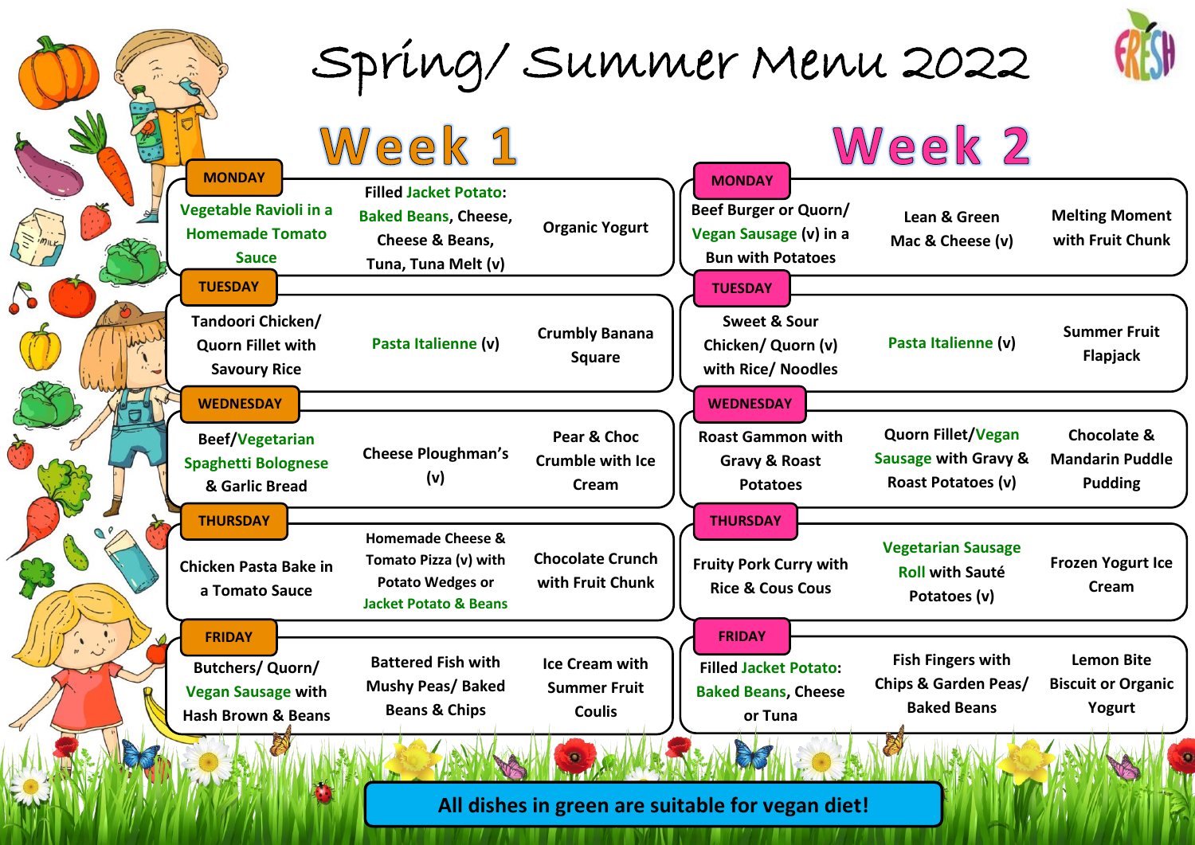# Spring/ Summer Menu 2022

## Week 1

| | | | |
|---|---|---|---|
| MONDAY | Vegetable Ravioli in a Homemade Tomato Sauce | Filled Jacket Potato: Baked Beans, Cheese, Cheese & Beans, Tuna, Tuna Melt (v) | Organic Yogurt |
| TUESDAY | Tandoori Chicken/ Quorn Fillet with Savoury Rice | Pasta Italienne (v) | Crumbly Banana Square |
| WEDNESDAY | Beef/Vegetarian Spaghetti Bolognese & Garlic Bread | Cheese Ploughman's (v) | Pear & Choc Crumble with Ice Cream |
| THURSDAY | Chicken Pasta Bake in a Tomato Sauce | Homemade Cheese & Tomato Pizza (v) with Potato Wedges or Jacket Potato & Beans | Chocolate Crunch with Fruit Chunk |
| FRIDAY | Butchers/ Quorn/ Vegan Sausage with Hash Brown & Beans | Battered Fish with Mushy Peas/ Baked Beans & Chips | Ice Cream with Summer Fruit Coulis |

## Week 2

| | | | |
|---|---|---|---|
| MONDAY | Beef Burger or Quorn/ Vegan Sausage (v) in a Bun with Potatoes | Lean & Green Mac & Cheese (v) | Melting Moment with Fruit Chunk |
| TUESDAY | Sweet & Sour Chicken/ Quorn (v) with Rice/ Noodles | Pasta Italienne (v) | Summer Fruit Flapjack |
| WEDNESDAY | Roast Gammon with Gravy & Roast Potatoes | Quorn Fillet/Vegan Sausage with Gravy & Roast Potatoes (v) | Chocolate & Mandarin Puddle Pudding |
| THURSDAY | Fruity Pork Curry with Rice & Cous Cous | Vegetarian Sausage Roll with Sauté Potatoes (v) | Frozen Yogurt Ice Cream |
| FRIDAY | Filled Jacket Potato: Baked Beans, Cheese or Tuna | Fish Fingers with Chips & Garden Peas/ Baked Beans | Lemon Bite Biscuit or Organic Yogurt |

**All dishes in green are suitable for vegan diet!**